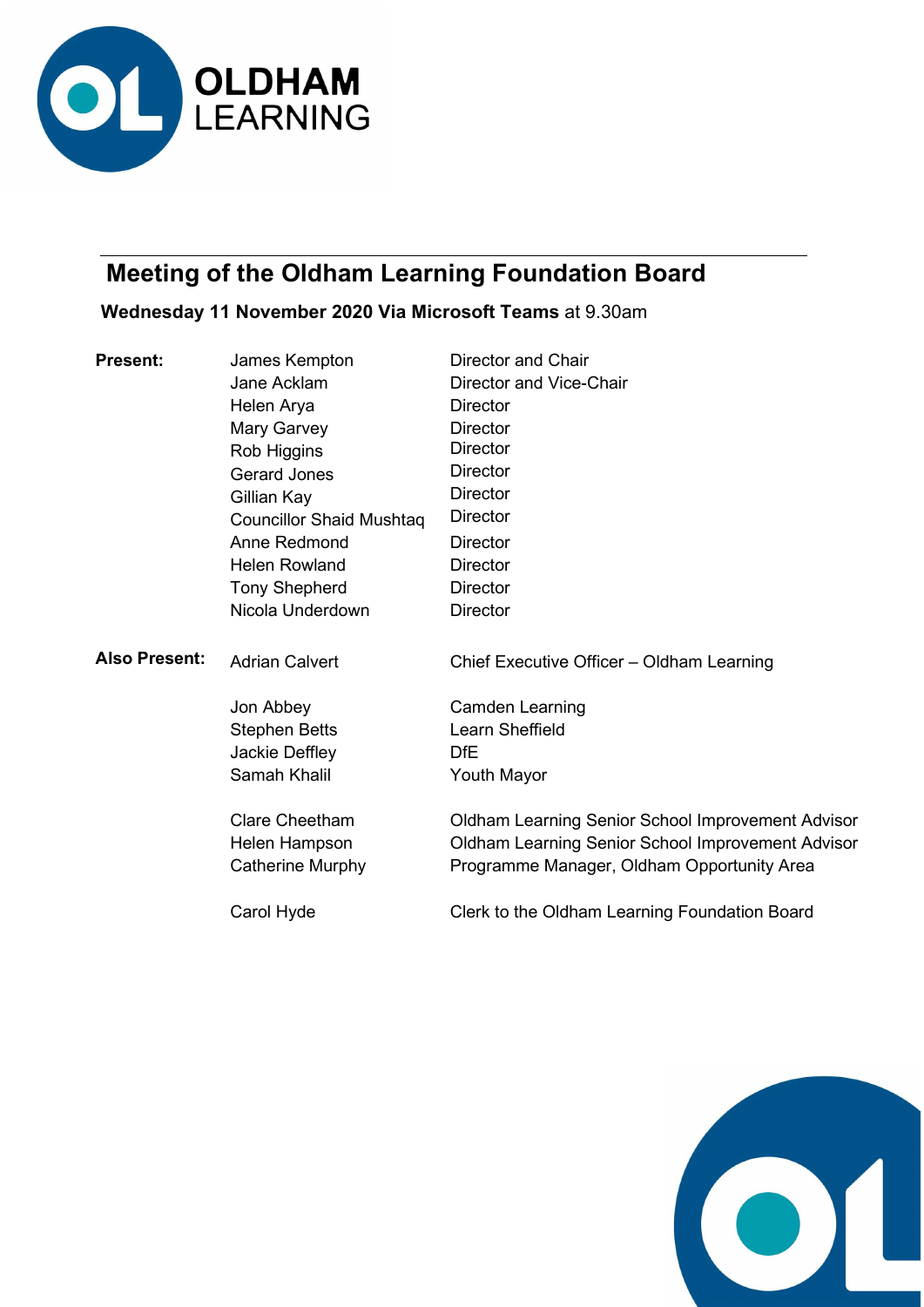# Meeting of the Oldham Learning Foundation Board

**Wednesday 11 November 2020 Via Microsoft Teams** at 9.30am

| | | |
|---|---|---|
| **Present:** | James Kempton | Director and Chair |
| | Jane Acklam | Director and Vice-Chair |
| | Helen Arya | Director |
| | Mary Garvey | Director |
| | Rob Higgins | Director |
| | Gerard Jones | Director |
| | Gillian Kay | Director |
| | Councillor Shaid Mushtaq | Director |
| | Anne Redmond | Director |
| | Helen Rowland | Director |
| | Tony Shepherd | Director |
| | Nicola Underdown | Director |
| **Also Present:** | Adrian Calvert | Chief Executive Officer – Oldham Learning |
| | Jon Abbey | Camden Learning |
| | Stephen Betts | Learn Sheffield |
| | Jackie Deffley | DfE |
| | Samah Khalil | Youth Mayor |
| | Clare Cheetham | Oldham Learning Senior School Improvement Advisor |
| | Helen Hampson | Oldham Learning Senior School Improvement Advisor |
| | Catherine Murphy | Programme Manager, Oldham Opportunity Area |
| | Carol Hyde | Clerk to the Oldham Learning Foundation Board |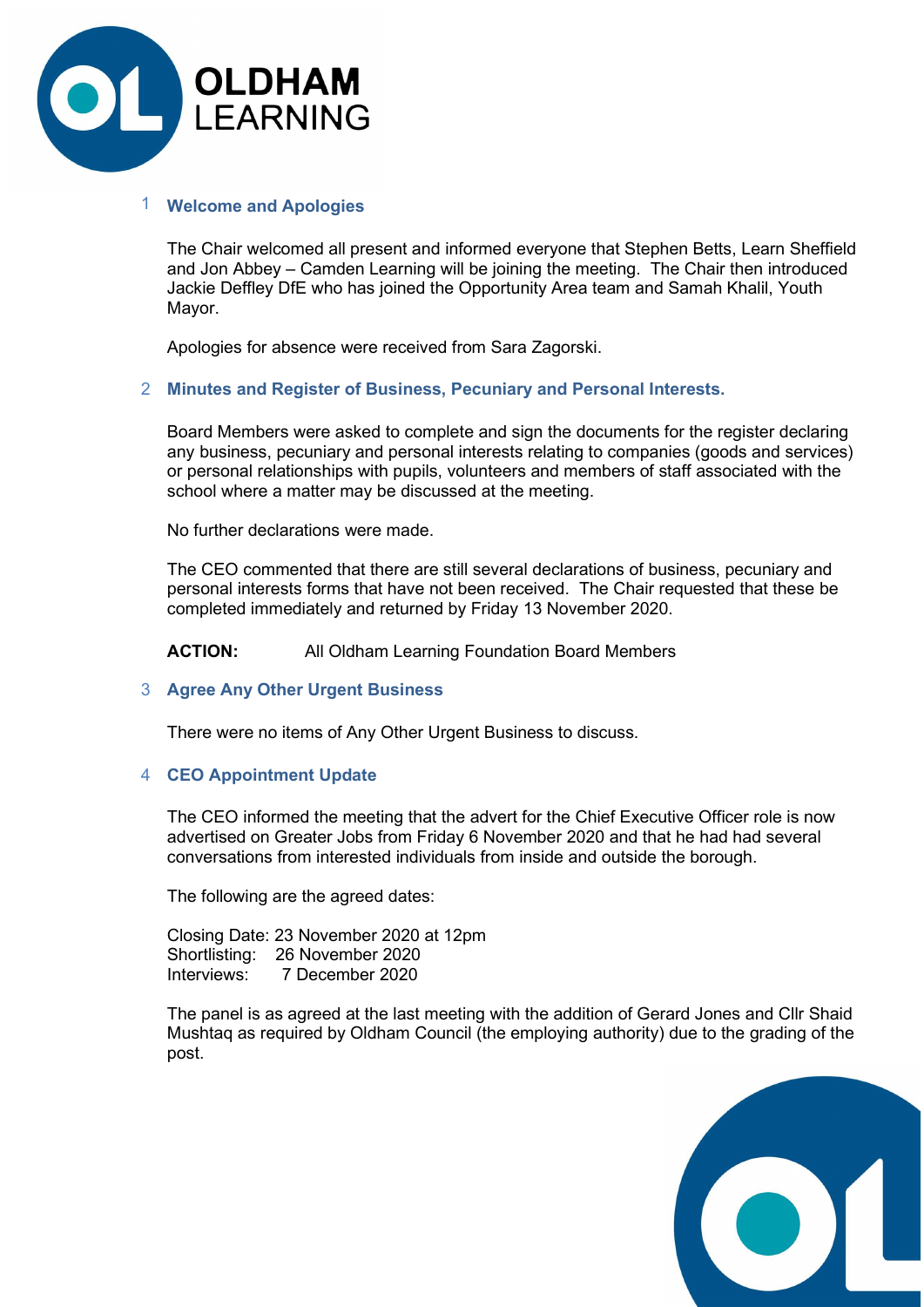## 1 Welcome and Apologies

The Chair welcomed all present and informed everyone that Stephen Betts, Learn Sheffield and Jon Abbey – Camden Learning will be joining the meeting. The Chair then introduced Jackie Deffley DfE who has joined the Opportunity Area team and Samah Khalil, Youth Mayor.

Apologies for absence were received from Sara Zagorski.

## 2 Minutes and Register of Business, Pecuniary and Personal Interests.

Board Members were asked to complete and sign the documents for the register declaring any business, pecuniary and personal interests relating to companies (goods and services) or personal relationships with pupils, volunteers and members of staff associated with the school where a matter may be discussed at the meeting.

No further declarations were made.

The CEO commented that there are still several declarations of business, pecuniary and personal interests forms that have not been received. The Chair requested that these be completed immediately and returned by Friday 13 November 2020.

**ACTION:** All Oldham Learning Foundation Board Members

## 3 Agree Any Other Urgent Business

There were no items of Any Other Urgent Business to discuss.

## 4 CEO Appointment Update

The CEO informed the meeting that the advert for the Chief Executive Officer role is now advertised on Greater Jobs from Friday 6 November 2020 and that he had had several conversations from interested individuals from inside and outside the borough.

The following are the agreed dates:

Closing Date: 23 November 2020 at 12pm
Shortlisting: 26 November 2020
Interviews: 7 December 2020

The panel is as agreed at the last meeting with the addition of Gerard Jones and Cllr Shaid Mushtaq as required by Oldham Council (the employing authority) due to the grading of the post.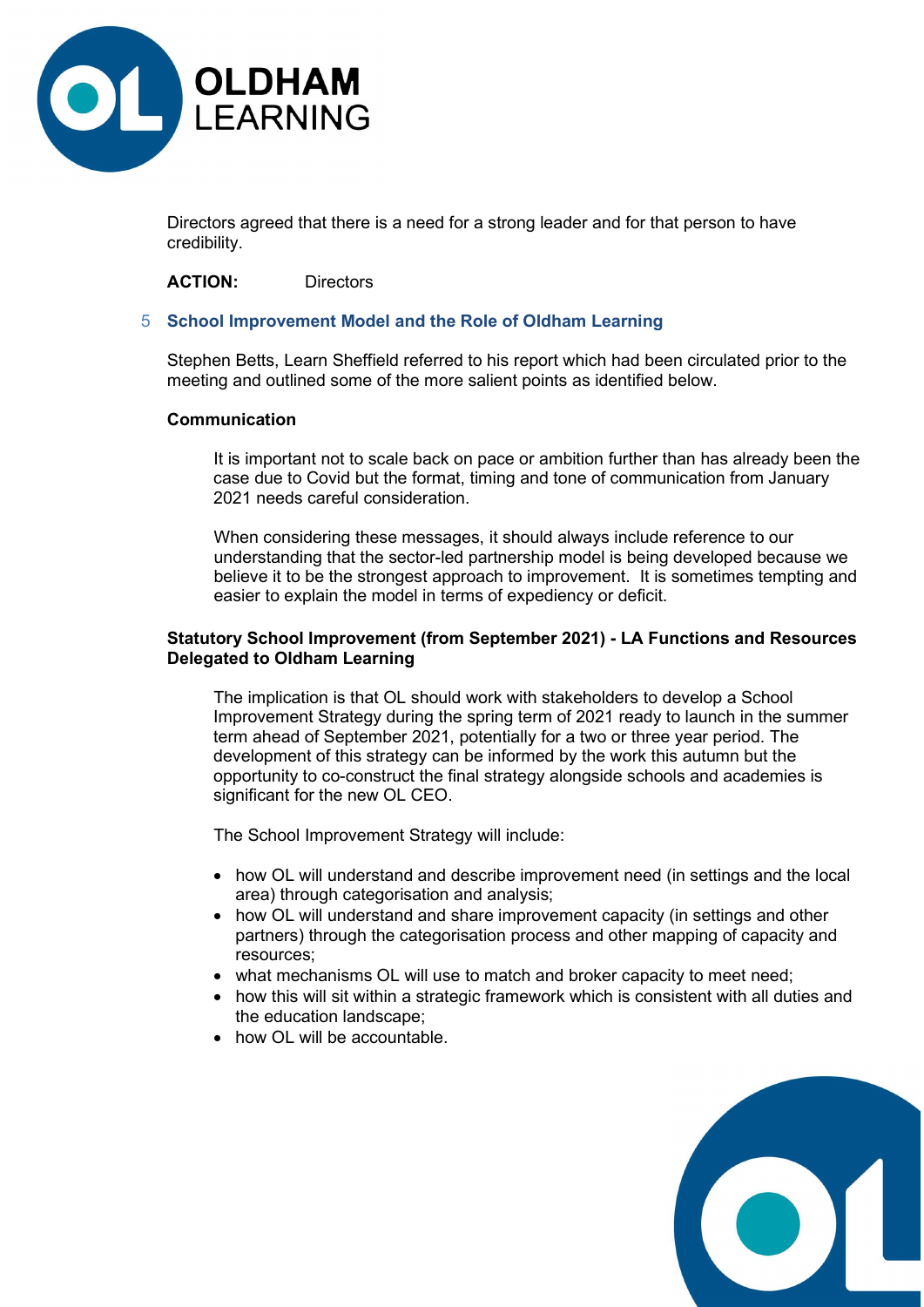Directors agreed that there is a need for a strong leader and for that person to have credibility.

**ACTION:** Directors

## 5 School Improvement Model and the Role of Oldham Learning

Stephen Betts, Learn Sheffield referred to his report which had been circulated prior to the meeting and outlined some of the more salient points as identified below.

### Communication

It is important not to scale back on pace or ambition further than has already been the case due to Covid but the format, timing and tone of communication from January 2021 needs careful consideration.

When considering these messages, it should always include reference to our understanding that the sector-led partnership model is being developed because we believe it to be the strongest approach to improvement. It is sometimes tempting and easier to explain the model in terms of expediency or deficit.

### Statutory School Improvement (from September 2021) - LA Functions and Resources Delegated to Oldham Learning

The implication is that OL should work with stakeholders to develop a School Improvement Strategy during the spring term of 2021 ready to launch in the summer term ahead of September 2021, potentially for a two or three year period. The development of this strategy can be informed by the work this autumn but the opportunity to co-construct the final strategy alongside schools and academies is significant for the new OL CEO.

The School Improvement Strategy will include:

- how OL will understand and describe improvement need (in settings and the local area) through categorisation and analysis;
- how OL will understand and share improvement capacity (in settings and other partners) through the categorisation process and other mapping of capacity and resources;
- what mechanisms OL will use to match and broker capacity to meet need;
- how this will sit within a strategic framework which is consistent with all duties and the education landscape;
- how OL will be accountable.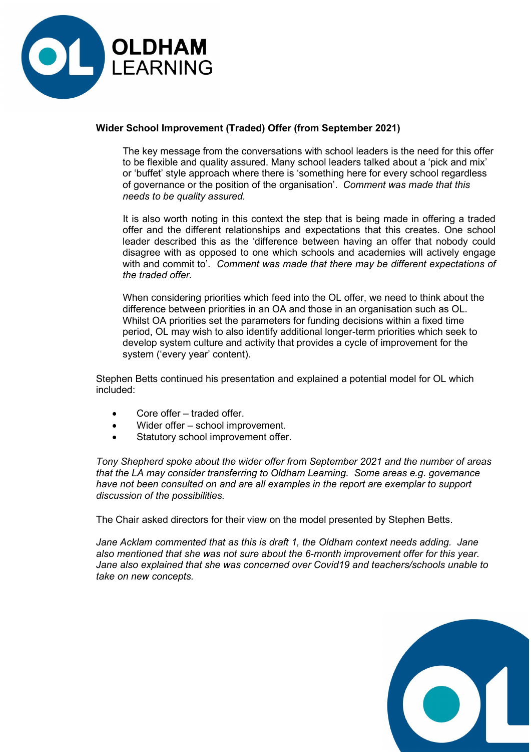**Wider School Improvement (Traded) Offer (from September 2021)**

The key message from the conversations with school leaders is the need for this offer to be flexible and quality assured. Many school leaders talked about a 'pick and mix' or 'buffet' style approach where there is 'something here for every school regardless of governance or the position of the organisation'. *Comment was made that this needs to be quality assured.*

It is also worth noting in this context the step that is being made in offering a traded offer and the different relationships and expectations that this creates. One school leader described this as the 'difference between having an offer that nobody could disagree with as opposed to one which schools and academies will actively engage with and commit to'. *Comment was made that there may be different expectations of the traded offer.*

When considering priorities which feed into the OL offer, we need to think about the difference between priorities in an OA and those in an organisation such as OL. Whilst OA priorities set the parameters for funding decisions within a fixed time period, OL may wish to also identify additional longer-term priorities which seek to develop system culture and activity that provides a cycle of improvement for the system ('every year' content).

Stephen Betts continued his presentation and explained a potential model for OL which included:

- Core offer – traded offer.
- Wider offer – school improvement.
- Statutory school improvement offer.

*Tony Shepherd spoke about the wider offer from September 2021 and the number of areas that the LA may consider transferring to Oldham Learning. Some areas e.g. governance have not been consulted on and are all examples in the report are exemplar to support discussion of the possibilities.*

The Chair asked directors for their view on the model presented by Stephen Betts.

*Jane Acklam commented that as this is draft 1, the Oldham context needs adding. Jane also mentioned that she was not sure about the 6-month improvement offer for this year. Jane also explained that she was concerned over Covid19 and teachers/schools unable to take on new concepts.*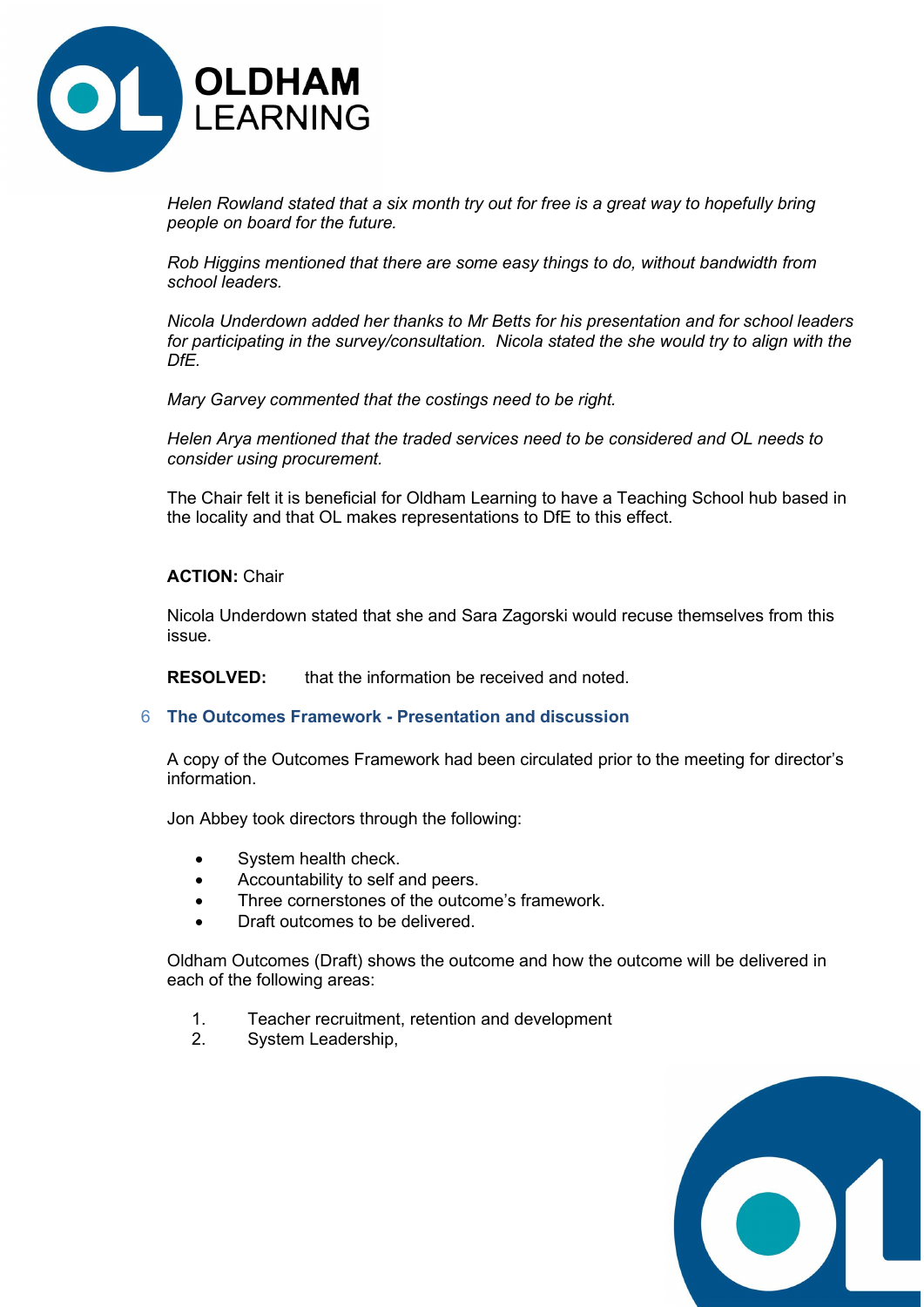*Helen Rowland stated that a six month try out for free is a great way to hopefully bring people on board for the future.*

*Rob Higgins mentioned that there are some easy things to do, without bandwidth from school leaders.*

*Nicola Underdown added her thanks to Mr Betts for his presentation and for school leaders for participating in the survey/consultation. Nicola stated the she would try to align with the DfE.*

*Mary Garvey commented that the costings need to be right.*

*Helen Arya mentioned that the traded services need to be considered and OL needs to consider using procurement.*

The Chair felt it is beneficial for Oldham Learning to have a Teaching School hub based in the locality and that OL makes representations to DfE to this effect.

**ACTION:** Chair

Nicola Underdown stated that she and Sara Zagorski would recuse themselves from this issue.

**RESOLVED:** that the information be received and noted.

## 6 The Outcomes Framework - Presentation and discussion

A copy of the Outcomes Framework had been circulated prior to the meeting for director's information.

Jon Abbey took directors through the following:

- System health check.
- Accountability to self and peers.
- Three cornerstones of the outcome's framework.
- Draft outcomes to be delivered.

Oldham Outcomes (Draft) shows the outcome and how the outcome will be delivered in each of the following areas:

1. Teacher recruitment, retention and development
2. System Leadership,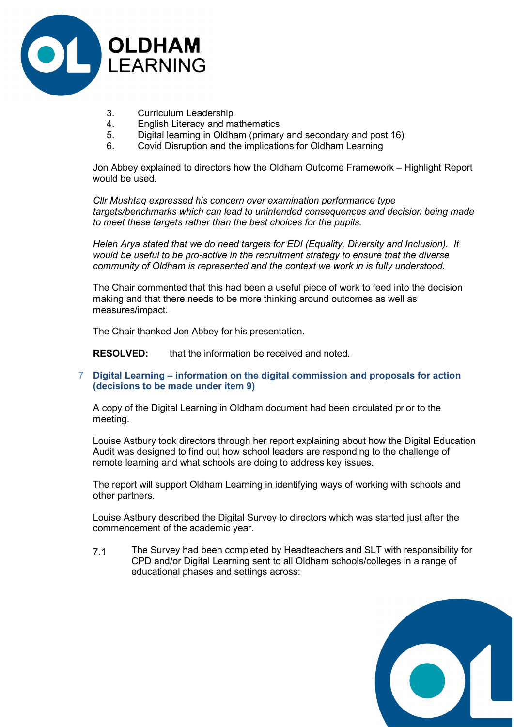3. Curriculum Leadership
4. English Literacy and mathematics
5. Digital learning in Oldham (primary and secondary and post 16)
6. Covid Disruption and the implications for Oldham Learning

Jon Abbey explained to directors how the Oldham Outcome Framework – Highlight Report would be used.

*Cllr Mushtaq expressed his concern over examination performance type targets/benchmarks which can lead to unintended consequences and decision being made to meet these targets rather than the best choices for the pupils.*

*Helen Arya stated that we do need targets for EDI (Equality, Diversity and Inclusion). It would be useful to be pro-active in the recruitment strategy to ensure that the diverse community of Oldham is represented and the context we work in is fully understood.*

The Chair commented that this had been a useful piece of work to feed into the decision making and that there needs to be more thinking around outcomes as well as measures/impact.

The Chair thanked Jon Abbey for his presentation.

**RESOLVED:** that the information be received and noted.

### 7 Digital Learning – information on the digital commission and proposals for action (decisions to be made under item 9)

A copy of the Digital Learning in Oldham document had been circulated prior to the meeting.

Louise Astbury took directors through her report explaining about how the Digital Education Audit was designed to find out how school leaders are responding to the challenge of remote learning and what schools are doing to address key issues.

The report will support Oldham Learning in identifying ways of working with schools and other partners.

Louise Astbury described the Digital Survey to directors which was started just after the commencement of the academic year.

7.1 The Survey had been completed by Headteachers and SLT with responsibility for CPD and/or Digital Learning sent to all Oldham schools/colleges in a range of educational phases and settings across: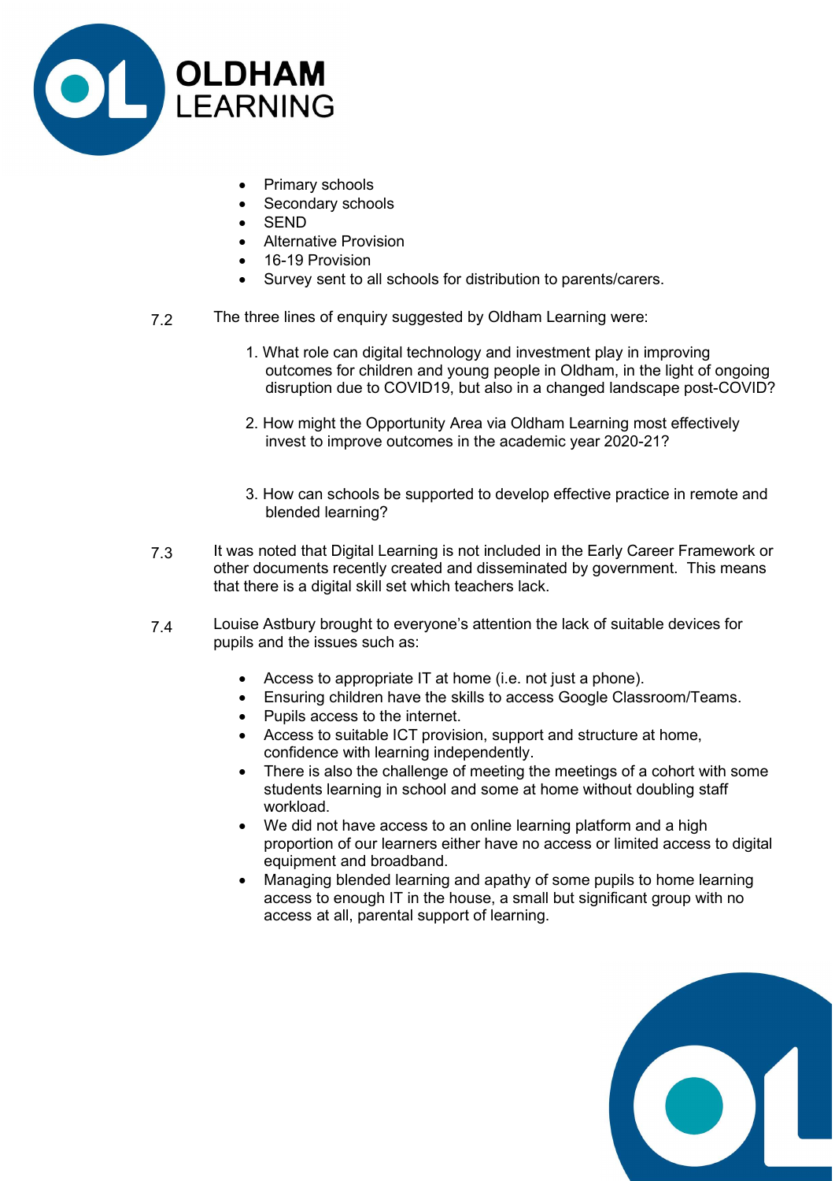- Primary schools
- Secondary schools
- SEND
- Alternative Provision
- 16-19 Provision
- Survey sent to all schools for distribution to parents/carers.

7.2 The three lines of enquiry suggested by Oldham Learning were:

1. What role can digital technology and investment play in improving outcomes for children and young people in Oldham, in the light of ongoing disruption due to COVID19, but also in a changed landscape post-COVID?

2. How might the Opportunity Area via Oldham Learning most effectively invest to improve outcomes in the academic year 2020-21?

3. How can schools be supported to develop effective practice in remote and blended learning?

7.3 It was noted that Digital Learning is not included in the Early Career Framework or other documents recently created and disseminated by government. This means that there is a digital skill set which teachers lack.

7.4 Louise Astbury brought to everyone's attention the lack of suitable devices for pupils and the issues such as:

- Access to appropriate IT at home (i.e. not just a phone).
- Ensuring children have the skills to access Google Classroom/Teams.
- Pupils access to the internet.
- Access to suitable ICT provision, support and structure at home, confidence with learning independently.
- There is also the challenge of meeting the meetings of a cohort with some students learning in school and some at home without doubling staff workload.
- We did not have access to an online learning platform and a high proportion of our learners either have no access or limited access to digital equipment and broadband.
- Managing blended learning and apathy of some pupils to home learning access to enough IT in the house, a small but significant group with no access at all, parental support of learning.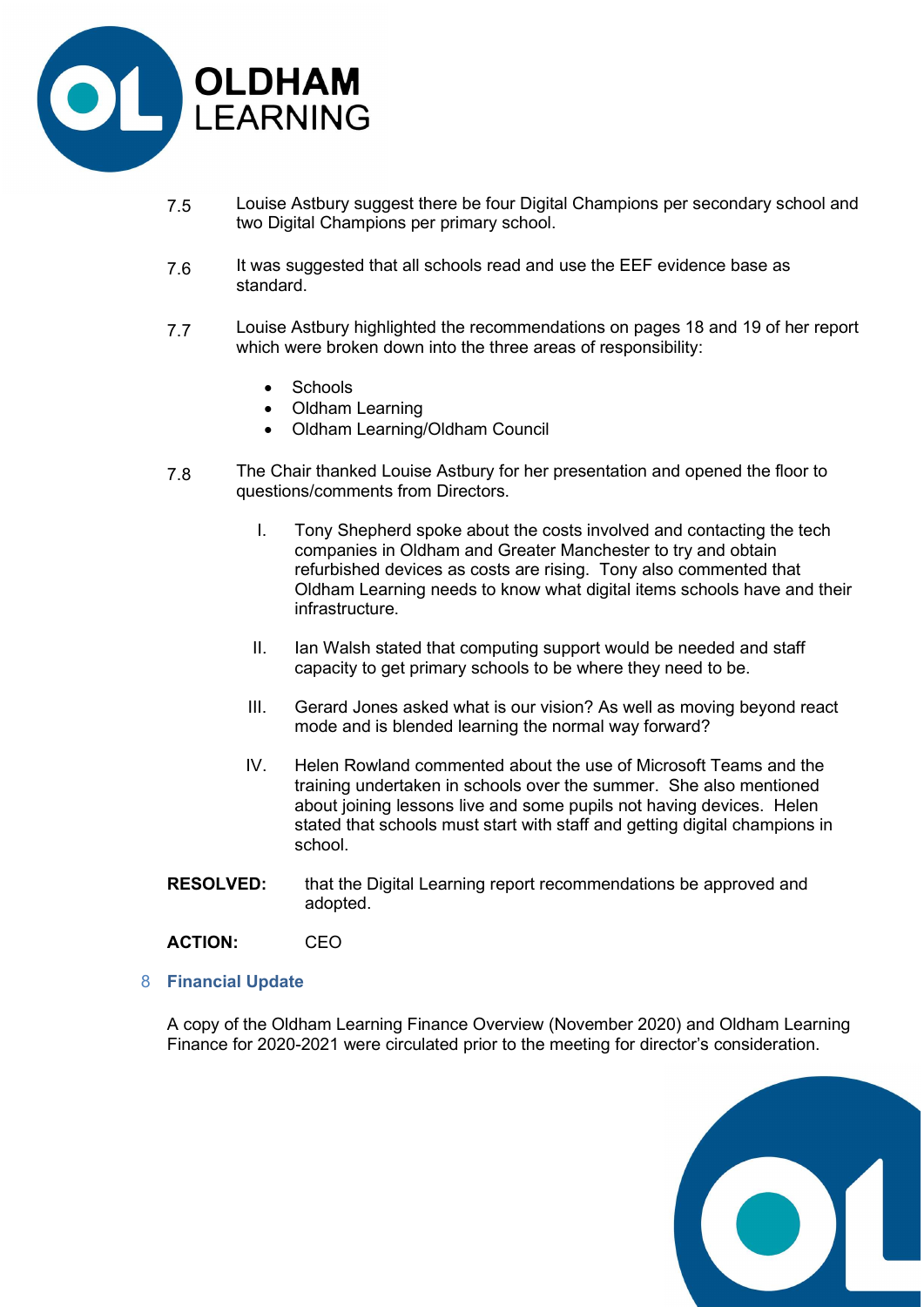7.5 Louise Astbury suggest there be four Digital Champions per secondary school and two Digital Champions per primary school.

7.6 It was suggested that all schools read and use the EEF evidence base as standard.

7.7 Louise Astbury highlighted the recommendations on pages 18 and 19 of her report which were broken down into the three areas of responsibility:

- Schools
- Oldham Learning
- Oldham Learning/Oldham Council

7.8 The Chair thanked Louise Astbury for her presentation and opened the floor to questions/comments from Directors.

I. Tony Shepherd spoke about the costs involved and contacting the tech companies in Oldham and Greater Manchester to try and obtain refurbished devices as costs are rising. Tony also commented that Oldham Learning needs to know what digital items schools have and their infrastructure.

II. Ian Walsh stated that computing support would be needed and staff capacity to get primary schools to be where they need to be.

III. Gerard Jones asked what is our vision? As well as moving beyond react mode and is blended learning the normal way forward?

IV. Helen Rowland commented about the use of Microsoft Teams and the training undertaken in schools over the summer. She also mentioned about joining lessons live and some pupils not having devices. Helen stated that schools must start with staff and getting digital champions in school.

**RESOLVED:** that the Digital Learning report recommendations be approved and adopted.

**ACTION:** CEO

## 8 Financial Update

A copy of the Oldham Learning Finance Overview (November 2020) and Oldham Learning Finance for 2020-2021 were circulated prior to the meeting for director's consideration.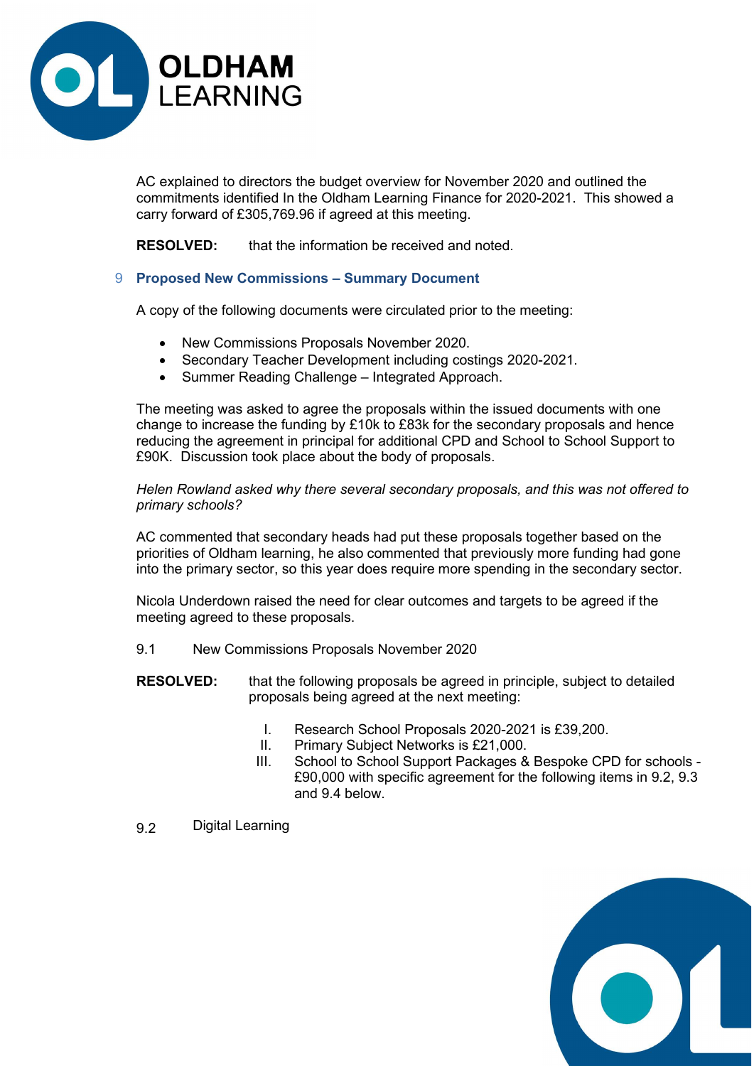AC explained to directors the budget overview for November 2020 and outlined the commitments identified In the Oldham Learning Finance for 2020-2021. This showed a carry forward of £305,769.96 if agreed at this meeting.

**RESOLVED:** that the information be received and noted.

## 9 Proposed New Commissions – Summary Document

A copy of the following documents were circulated prior to the meeting:

- New Commissions Proposals November 2020.
- Secondary Teacher Development including costings 2020-2021.
- Summer Reading Challenge – Integrated Approach.

The meeting was asked to agree the proposals within the issued documents with one change to increase the funding by £10k to £83k for the secondary proposals and hence reducing the agreement in principal for additional CPD and School to School Support to £90K. Discussion took place about the body of proposals.

*Helen Rowland asked why there several secondary proposals, and this was not offered to primary schools?*

AC commented that secondary heads had put these proposals together based on the priorities of Oldham learning, he also commented that previously more funding had gone into the primary sector, so this year does require more spending in the secondary sector.

Nicola Underdown raised the need for clear outcomes and targets to be agreed if the meeting agreed to these proposals.

9.1 New Commissions Proposals November 2020

**RESOLVED:** that the following proposals be agreed in principle, subject to detailed proposals being agreed at the next meeting:

I. Research School Proposals 2020-2021 is £39,200.
II. Primary Subject Networks is £21,000.
III. School to School Support Packages & Bespoke CPD for schools - £90,000 with specific agreement for the following items in 9.2, 9.3 and 9.4 below.

9.2 Digital Learning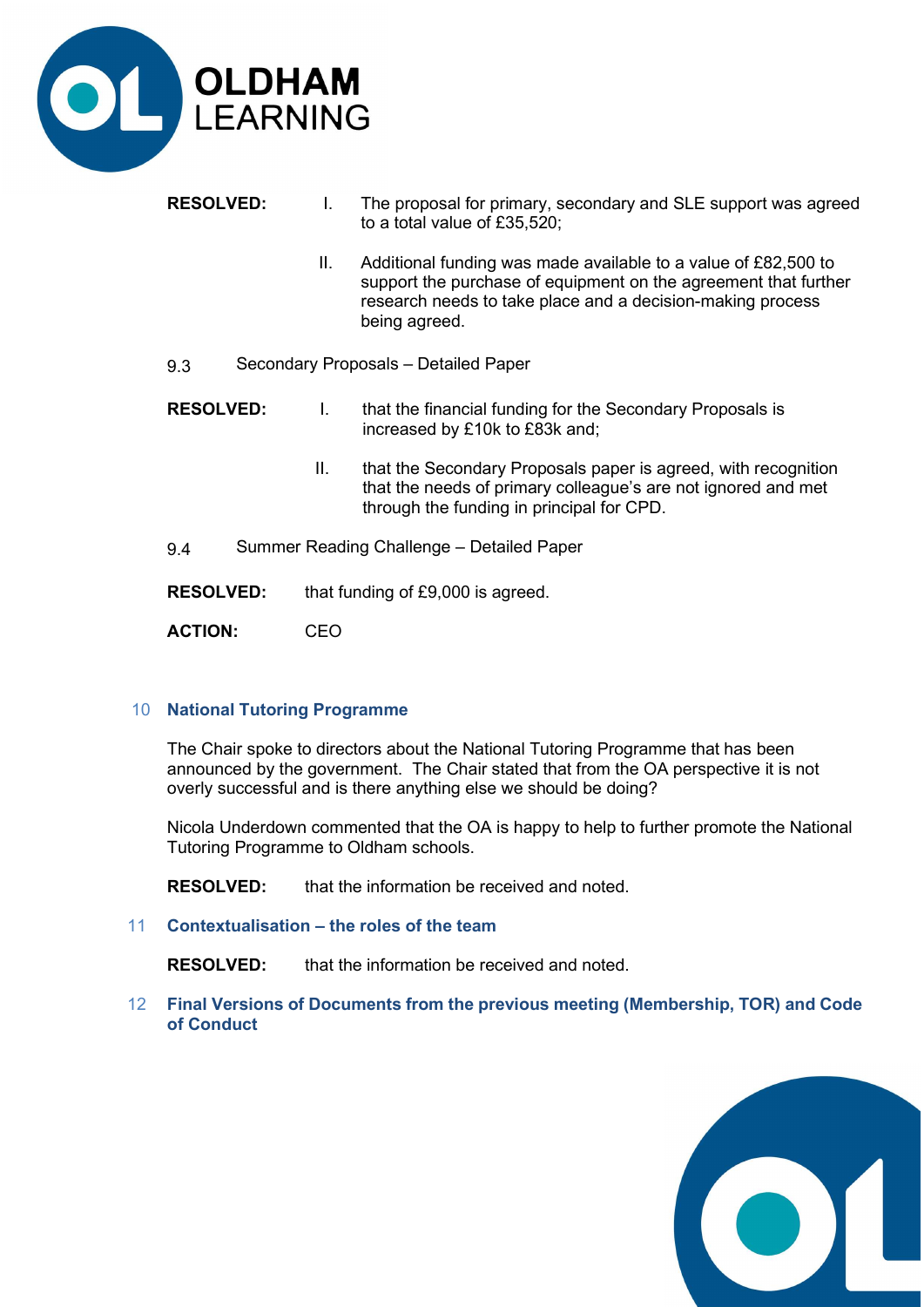**RESOLVED:**

I. The proposal for primary, secondary and SLE support was agreed to a total value of £35,520;

II. Additional funding was made available to a value of £82,500 to support the purchase of equipment on the agreement that further research needs to take place and a decision-making process being agreed.

9.3 Secondary Proposals – Detailed Paper

**RESOLVED:**

I. that the financial funding for the Secondary Proposals is increased by £10k to £83k and;

II. that the Secondary Proposals paper is agreed, with recognition that the needs of primary colleague's are not ignored and met through the funding in principal for CPD.

9.4 Summer Reading Challenge – Detailed Paper

**RESOLVED:** that funding of £9,000 is agreed.

**ACTION:** CEO

## 10 National Tutoring Programme

The Chair spoke to directors about the National Tutoring Programme that has been announced by the government. The Chair stated that from the OA perspective it is not overly successful and is there anything else we should be doing?

Nicola Underdown commented that the OA is happy to help to further promote the National Tutoring Programme to Oldham schools.

**RESOLVED:** that the information be received and noted.

## 11 Contextualisation – the roles of the team

**RESOLVED:** that the information be received and noted.

## 12 Final Versions of Documents from the previous meeting (Membership, TOR) and Code of Conduct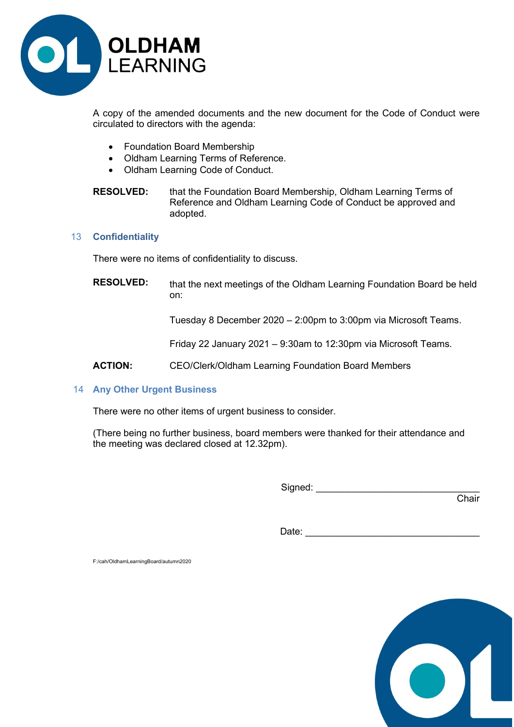A copy of the amended documents and the new document for the Code of Conduct were circulated to directors with the agenda:

- Foundation Board Membership
- Oldham Learning Terms of Reference.
- Oldham Learning Code of Conduct.

**RESOLVED:** that the Foundation Board Membership, Oldham Learning Terms of Reference and Oldham Learning Code of Conduct be approved and adopted.

## 13 Confidentiality

There were no items of confidentiality to discuss.

**RESOLVED:** that the next meetings of the Oldham Learning Foundation Board be held on:

Tuesday 8 December 2020 – 2:00pm to 3:00pm via Microsoft Teams.

Friday 22 January 2021 – 9:30am to 12:30pm via Microsoft Teams.

**ACTION:** CEO/Clerk/Oldham Learning Foundation Board Members

## 14 Any Other Urgent Business

There were no other items of urgent business to consider.

(There being no further business, board members were thanked for their attendance and the meeting was declared closed at 12.32pm).

Signed: ______________________________
Chair

Date: ______________________________

F:/cah/OldhamLearningBoard/autumn2020